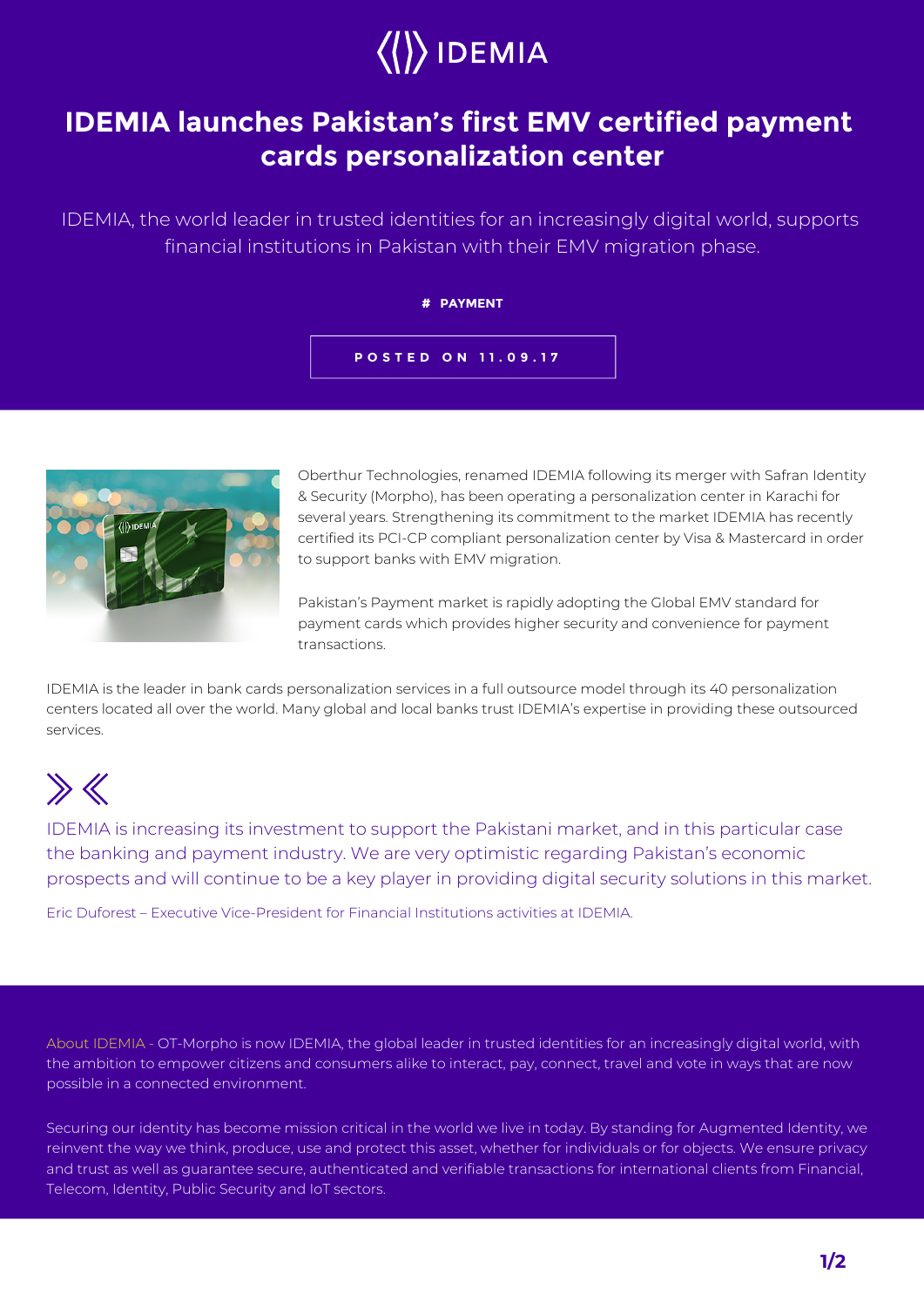IDEMIA

# IDEMIA launches Pakistan's first EMV certified payment cards personalization center

IDEMIA, the world leader in trusted identities for an increasingly digital world, supports financial institutions in Pakistan with their EMV migration phase.

# PAYMENT

POSTED ON 11.09.17

Oberthur Technologies, renamed IDEMIA following its merger with Safran Identity & Security (Morpho), has been operating a personalization center in Karachi for several years. Strengthening its commitment to the market IDEMIA has recently certified its PCI-CP compliant personalization center by Visa & Mastercard in order to support banks with EMV migration.

Pakistan's Payment market is rapidly adopting the Global EMV standard for payment cards which provides higher security and convenience for payment transactions.

IDEMIA is the leader in bank cards personalization services in a full outsource model through its 40 personalization centers located all over the world. Many global and local banks trust IDEMIA's expertise in providing these outsourced services.

> IDEMIA is increasing its investment to support the Pakistani market, and in this particular case the banking and payment industry. We are very optimistic regarding Pakistan's economic prospects and will continue to be a key player in providing digital security solutions in this market.
>
> Eric Duforest – Executive Vice-President for Financial Institutions activities at IDEMIA.

About IDEMIA - OT-Morpho is now IDEMIA, the global leader in trusted identities for an increasingly digital world, with the ambition to empower citizens and consumers alike to interact, pay, connect, travel and vote in ways that are now possible in a connected environment.

Securing our identity has become mission critical in the world we live in today. By standing for Augmented Identity, we reinvent the way we think, produce, use and protect this asset, whether for individuals or for objects. We ensure privacy and trust as well as guarantee secure, authenticated and verifiable transactions for international clients from Financial, Telecom, Identity, Public Security and IoT sectors.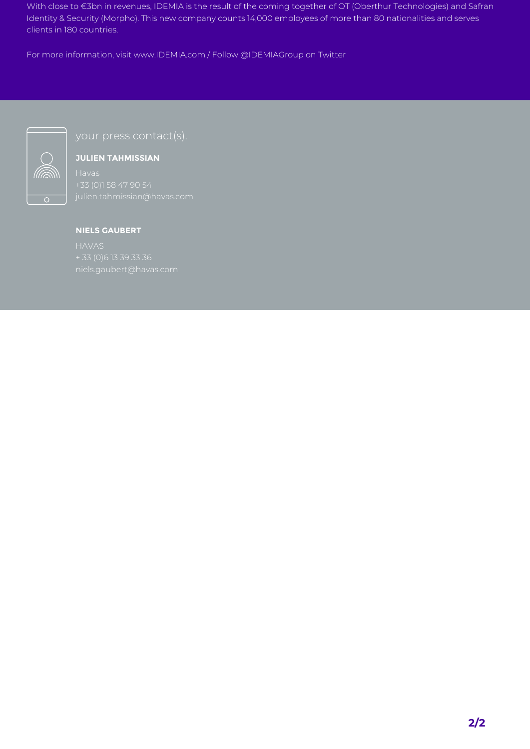With close to €3bn in revenues, IDEMIA is the result of the coming together of OT (Oberthur Technologies) and Safran Identity & Security (Morpho). This new company counts 14,000 employees of more than 80 nationalities and serves clients in 180 countries.

For more information, visit www.IDEMIA.com / Follow @IDEMIAGroup on Twitter

## your press contact(s).

**JULIEN TAHMISSIAN**

Havas
+33 (0)1 58 47 90 54
julien.tahmissian@havas.com

**NIELS GAUBERT**

HAVAS
+ 33 (0)6 13 39 33 36
niels.gaubert@havas.com